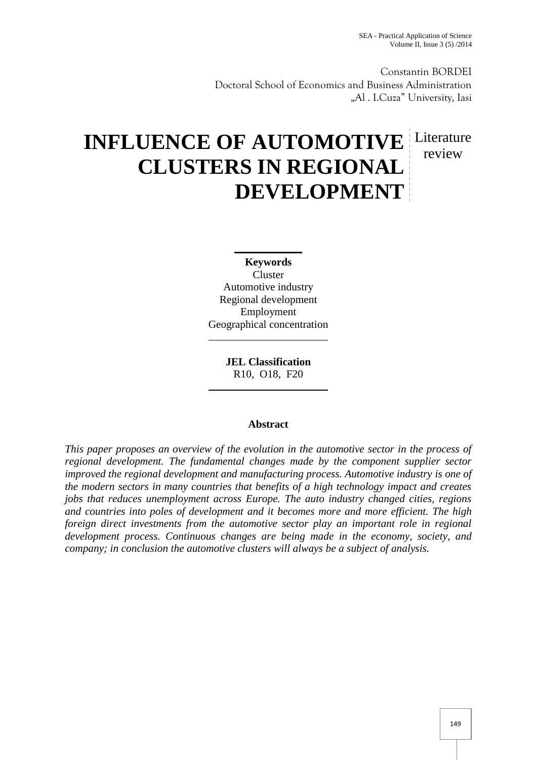Constantin BORDEI
Doctoral School of Economics and Business Administration
„Al . I.Cuza" University, Iasi

# INFLUENCE OF AUTOMOTIVE CLUSTERS IN REGIONAL DEVELOPMENT

Literature review

**Keywords**
Cluster
Automotive industry
Regional development
Employment
Geographical concentration

**JEL Classification**
R10, O18, F20

**Abstract**

*This paper proposes an overview of the evolution in the automotive sector in the process of regional development. The fundamental changes made by the component supplier sector improved the regional development and manufacturing process. Automotive industry is one of the modern sectors in many countries that benefits of a high technology impact and creates jobs that reduces unemployment across Europe. The auto industry changed cities, regions and countries into poles of development and it becomes more and more efficient. The high foreign direct investments from the automotive sector play an important role in regional development process. Continuous changes are being made in the economy, society, and company; in conclusion the automotive clusters will always be a subject of analysis.*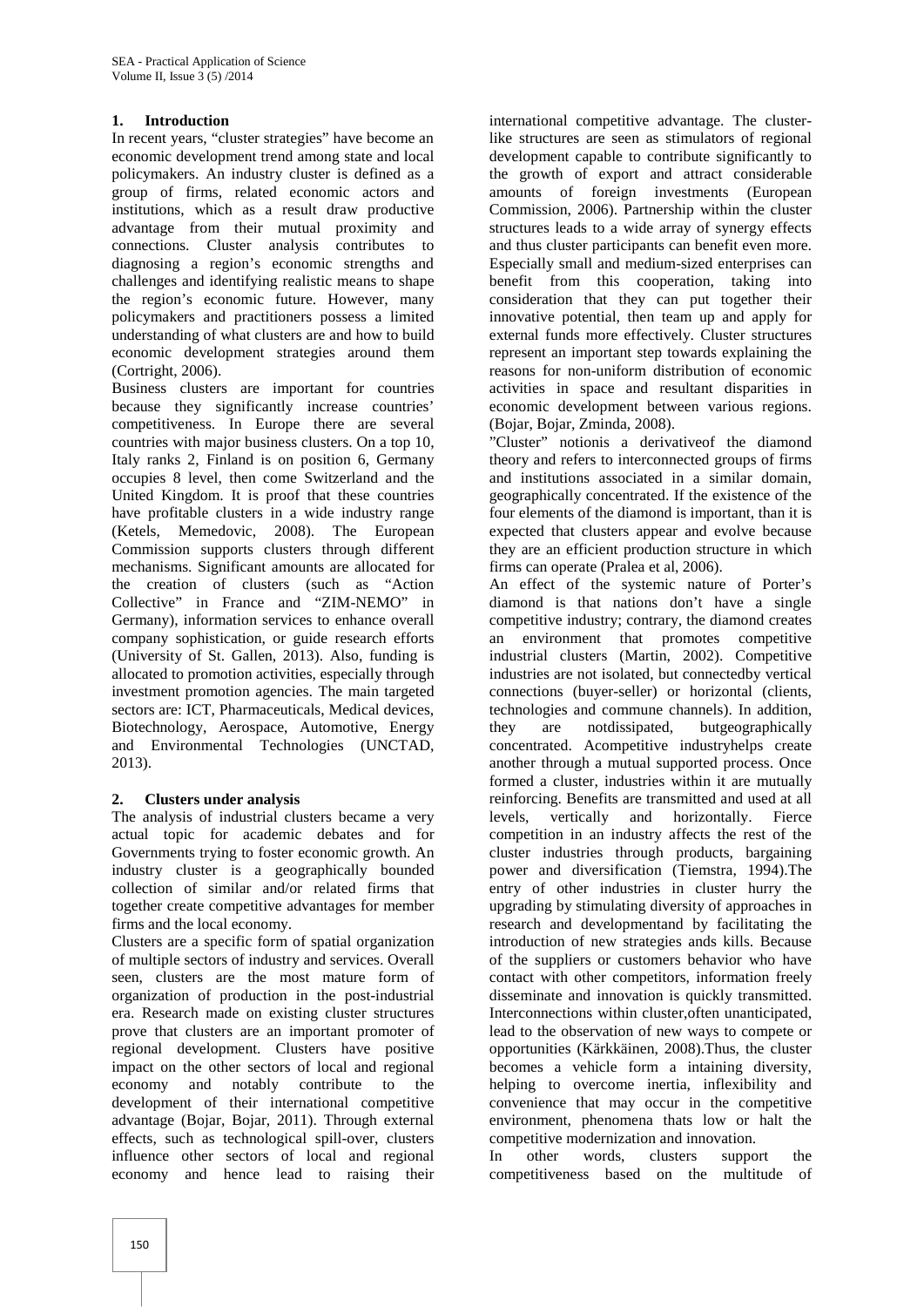## 1. Introduction

In recent years, "cluster strategies" have become an economic development trend among state and local policymakers. An industry cluster is defined as a group of firms, related economic actors and institutions, which as a result draw productive advantage from their mutual proximity and connections. Cluster analysis contributes to diagnosing a region's economic strengths and challenges and identifying realistic means to shape the region's economic future. However, many policymakers and practitioners possess a limited understanding of what clusters are and how to build economic development strategies around them (Cortright, 2006).

Business clusters are important for countries because they significantly increase countries' competitiveness. In Europe there are several countries with major business clusters. On a top 10, Italy ranks 2, Finland is on position 6, Germany occupies 8 level, then come Switzerland and the United Kingdom. It is proof that these countries have profitable clusters in a wide industry range (Ketels, Memedovic, 2008). The European Commission supports clusters through different mechanisms. Significant amounts are allocated for the creation of clusters (such as "Action Collective" in France and "ZIM-NEMO" in Germany), information services to enhance overall company sophistication, or guide research efforts (University of St. Gallen, 2013). Also, funding is allocated to promotion activities, especially through investment promotion agencies. The main targeted sectors are: ICT, Pharmaceuticals, Medical devices, Biotechnology, Aerospace, Automotive, Energy and Environmental Technologies (UNCTAD, 2013).

## 2. Clusters under analysis

The analysis of industrial clusters became a very actual topic for academic debates and for Governments trying to foster economic growth. An industry cluster is a geographically bounded collection of similar and/or related firms that together create competitive advantages for member firms and the local economy.

Clusters are a specific form of spatial organization of multiple sectors of industry and services. Overall seen, clusters are the most mature form of organization of production in the post-industrial era. Research made on existing cluster structures prove that clusters are an important promoter of regional development. Clusters have positive impact on the other sectors of local and regional economy and notably contribute to the development of their international competitive advantage (Bojar, Bojar, 2011). Through external effects, such as technological spill-over, clusters influence other sectors of local and regional economy and hence lead to raising their international competitive advantage. The cluster-like structures are seen as stimulators of regional development capable to contribute significantly to the growth of export and attract considerable amounts of foreign investments (European Commission, 2006). Partnership within the cluster structures leads to a wide array of synergy effects and thus cluster participants can benefit even more. Especially small and medium-sized enterprises can benefit from this cooperation, taking into consideration that they can put together their innovative potential, then team up and apply for external funds more effectively. Cluster structures represent an important step towards explaining the reasons for non-uniform distribution of economic activities in space and resultant disparities in economic development between various regions. (Bojar, Bojar, Zminda, 2008).

"Cluster" notionis a derivativeof the diamond theory and refers to interconnected groups of firms and institutions associated in a similar domain, geographically concentrated. If the existence of the four elements of the diamond is important, than it is expected that clusters appear and evolve because they are an efficient production structure in which firms can operate (Pralea et al, 2006).

An effect of the systemic nature of Porter's diamond is that nations don't have a single competitive industry; contrary, the diamond creates an environment that promotes competitive industrial clusters (Martin, 2002). Competitive industries are not isolated, but connectedby vertical connections (buyer-seller) or horizontal (clients, technologies and commune channels). In addition, they are notdissipated, butgeographically concentrated. Acompetitive industryhelps create another through a mutual supported process. Once formed a cluster, industries within it are mutually reinforcing. Benefits are transmitted and used at all levels, vertically and horizontally. Fierce competition in an industry affects the rest of the cluster industries through products, bargaining power and diversification (Tiemstra, 1994).The entry of other industries in cluster hurry the upgrading by stimulating diversity of approaches in research and developmentand by facilitating the introduction of new strategies ands kills. Because of the suppliers or customers behavior who have contact with other competitors, information freely disseminate and innovation is quickly transmitted. Interconnections within cluster,often unanticipated, lead to the observation of new ways to compete or opportunities (Kärkkäinen, 2008).Thus, the cluster becomes a vehicle form a intaining diversity, helping to overcome inertia, inflexibility and convenience that may occur in the competitive environment, phenomena thats low or halt the competitive modernization and innovation.

In other words, clusters support the competitiveness based on the multitude of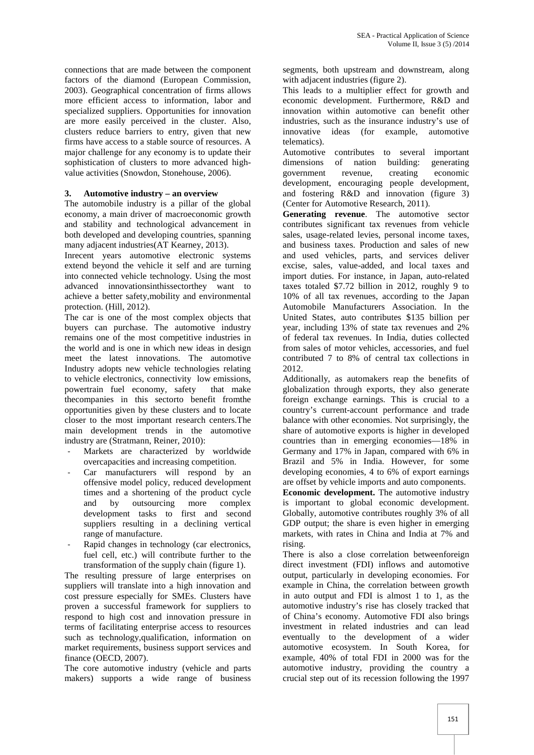connections that are made between the component factors of the diamond (European Commission, 2003). Geographical concentration of firms allows more efficient access to information, labor and specialized suppliers. Opportunities for innovation are more easily perceived in the cluster. Also, clusters reduce barriers to entry, given that new firms have access to a stable source of resources. A major challenge for any economy is to update their sophistication of clusters to more advanced high-value activities (Snowdon, Stonehouse, 2006).

## 3. Automotive industry – an overview

The automobile industry is a pillar of the global economy, a main driver of macroeconomic growth and stability and technological advancement in both developed and developing countries, spanning many adjacent industries(AT Kearney, 2013).

Inrecent years automotive electronic systems extend beyond the vehicle it self and are turning into connected vehicle technology. Using the most advanced innovationsinthissectorthey want to achieve a better safety,mobility and environmental protection. (Hill, 2012).

The car is one of the most complex objects that buyers can purchase. The automotive industry remains one of the most competitive industries in the world and is one in which new ideas in design meet the latest innovations. The automotive Industry adopts new vehicle technologies relating to vehicle electronics, connectivity low emissions, powertrain fuel economy, safety that make thecompanies in this sectorto benefit fromthe opportunities given by these clusters and to locate closer to the most important research centers.The main development trends in the automotive industry are (Stratmann, Reiner, 2010):

- Markets are characterized by worldwide overcapacities and increasing competition.
- Car manufacturers will respond by an offensive model policy, reduced development times and a shortening of the product cycle and by outsourcing more complex development tasks to first and second suppliers resulting in a declining vertical range of manufacture.
- Rapid changes in technology (car electronics, fuel cell, etc.) will contribute further to the transformation of the supply chain (figure 1).

The resulting pressure of large enterprises on suppliers will translate into a high innovation and cost pressure especially for SMEs. Clusters have proven a successful framework for suppliers to respond to high cost and innovation pressure in terms of facilitating enterprise access to resources such as technology,qualification, information on market requirements, business support services and finance (OECD, 2007).

The core automotive industry (vehicle and parts makers) supports a wide range of business segments, both upstream and downstream, along with adjacent industries (figure 2).

This leads to a multiplier effect for growth and economic development. Furthermore, R&D and innovation within automotive can benefit other industries, such as the insurance industry's use of innovative ideas (for example, automotive telematics).

Automotive contributes to several important dimensions of nation building: generating government revenue, creating economic development, encouraging people development, and fostering R&D and innovation (figure 3) (Center for Automotive Research, 2011).

**Generating revenue**. The automotive sector contributes significant tax revenues from vehicle sales, usage-related levies, personal income taxes, and business taxes. Production and sales of new and used vehicles, parts, and services deliver excise, sales, value-added, and local taxes and import duties. For instance, in Japan, auto-related taxes totaled \$7.72 billion in 2012, roughly 9 to 10% of all tax revenues, according to the Japan Automobile Manufacturers Association. In the United States, auto contributes \$135 billion per year, including 13% of state tax revenues and 2% of federal tax revenues. In India, duties collected from sales of motor vehicles, accessories, and fuel contributed 7 to 8% of central tax collections in 2012.

Additionally, as automakers reap the benefits of globalization through exports, they also generate foreign exchange earnings. This is crucial to a country's current-account performance and trade balance with other economies. Not surprisingly, the share of automotive exports is higher in developed countries than in emerging economies—18% in Germany and 17% in Japan, compared with 6% in Brazil and 5% in India. However, for some developing economies, 4 to 6% of export earnings are offset by vehicle imports and auto components.

**Economic development.** The automotive industry is important to global economic development. Globally, automotive contributes roughly 3% of all GDP output; the share is even higher in emerging markets, with rates in China and India at 7% and rising.

There is also a close correlation betweenforeign direct investment (FDI) inflows and automotive output, particularly in developing economies. For example in China, the correlation between growth in auto output and FDI is almost 1 to 1, as the automotive industry's rise has closely tracked that of China's economy. Automotive FDI also brings investment in related industries and can lead eventually to the development of a wider automotive ecosystem. In South Korea, for example, 40% of total FDI in 2000 was for the automotive industry, providing the country a crucial step out of its recession following the 1997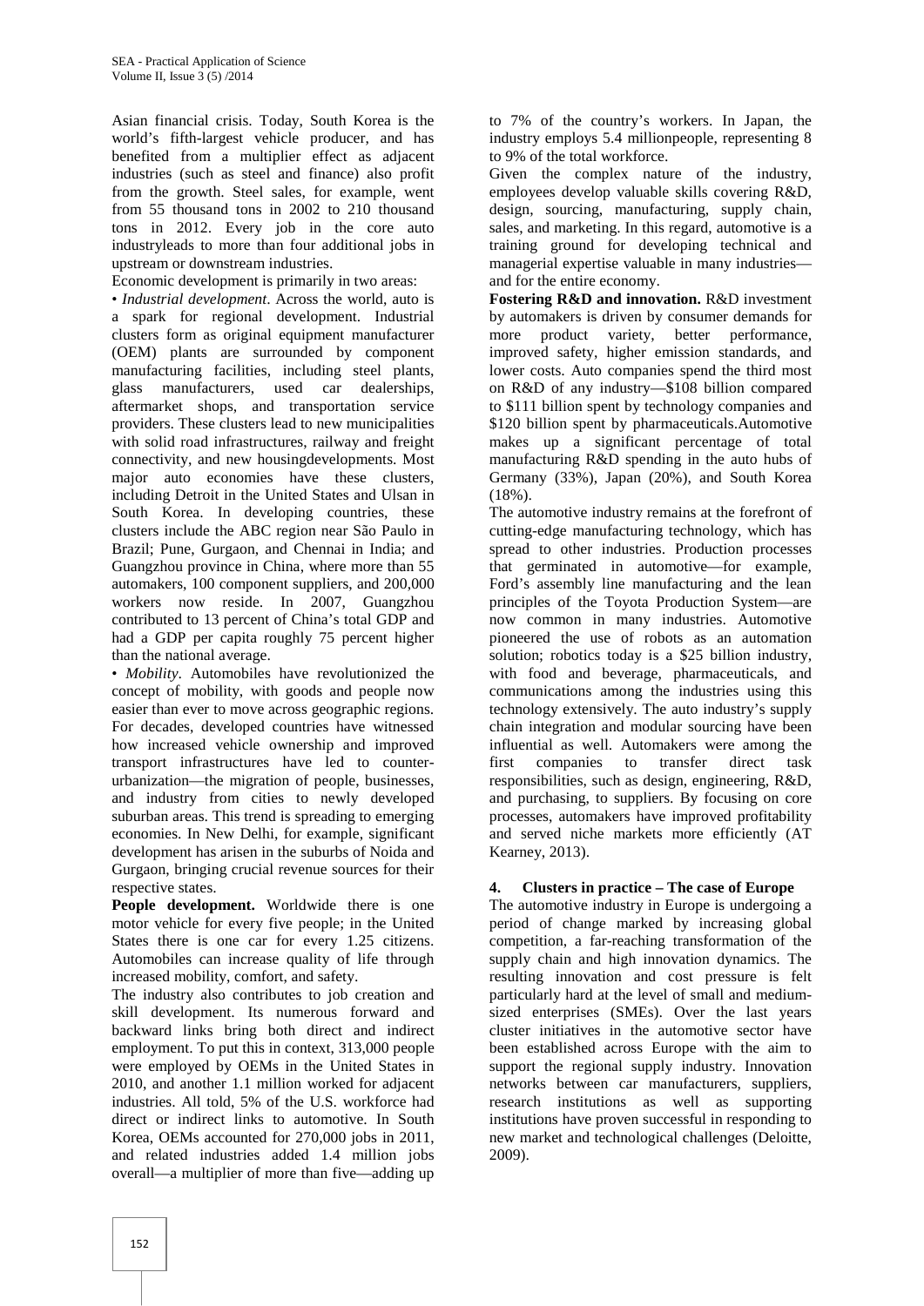Asian financial crisis. Today, South Korea is the world's fifth-largest vehicle producer, and has benefited from a multiplier effect as adjacent industries (such as steel and finance) also profit from the growth. Steel sales, for example, went from 55 thousand tons in 2002 to 210 thousand tons in 2012. Every job in the core auto industryleads to more than four additional jobs in upstream or downstream industries.

Economic development is primarily in two areas:

- *Industrial development*. Across the world, auto is a spark for regional development. Industrial clusters form as original equipment manufacturer (OEM) plants are surrounded by component manufacturing facilities, including steel plants, glass manufacturers, used car dealerships, aftermarket shops, and transportation service providers. These clusters lead to new municipalities with solid road infrastructures, railway and freight connectivity, and new housingdevelopments. Most major auto economies have these clusters, including Detroit in the United States and Ulsan in South Korea. In developing countries, these clusters include the ABC region near São Paulo in Brazil; Pune, Gurgaon, and Chennai in India; and Guangzhou province in China, where more than 55 automakers, 100 component suppliers, and 200,000 workers now reside. In 2007, Guangzhou contributed to 13 percent of China's total GDP and had a GDP per capita roughly 75 percent higher than the national average.
- *Mobility*. Automobiles have revolutionized the concept of mobility, with goods and people now easier than ever to move across geographic regions. For decades, developed countries have witnessed how increased vehicle ownership and improved transport infrastructures have led to counter-urbanization—the migration of people, businesses, and industry from cities to newly developed suburban areas. This trend is spreading to emerging economies. In New Delhi, for example, significant development has arisen in the suburbs of Noida and Gurgaon, bringing crucial revenue sources for their respective states.

**People development.** Worldwide there is one motor vehicle for every five people; in the United States there is one car for every 1.25 citizens. Automobiles can increase quality of life through increased mobility, comfort, and safety.

The industry also contributes to job creation and skill development. Its numerous forward and backward links bring both direct and indirect employment. To put this in context, 313,000 people were employed by OEMs in the United States in 2010, and another 1.1 million worked for adjacent industries. All told, 5% of the U.S. workforce had direct or indirect links to automotive. In South Korea, OEMs accounted for 270,000 jobs in 2011, and related industries added 1.4 million jobs overall—a multiplier of more than five—adding up to 7% of the country's workers. In Japan, the industry employs 5.4 millionpeople, representing 8 to 9% of the total workforce.

Given the complex nature of the industry, employees develop valuable skills covering R&D, design, sourcing, manufacturing, supply chain, sales, and marketing. In this regard, automotive is a training ground for developing technical and managerial expertise valuable in many industries—and for the entire economy.

**Fostering R&D and innovation.** R&D investment by automakers is driven by consumer demands for more product variety, better performance, improved safety, higher emission standards, and lower costs. Auto companies spend the third most on R&D of any industry—$108 billion compared to $111 billion spent by technology companies and $120 billion spent by pharmaceuticals.Automotive makes up a significant percentage of total manufacturing R&D spending in the auto hubs of Germany (33%), Japan (20%), and South Korea (18%).

The automotive industry remains at the forefront of cutting-edge manufacturing technology, which has spread to other industries. Production processes that germinated in automotive—for example, Ford's assembly line manufacturing and the lean principles of the Toyota Production System—are now common in many industries. Automotive pioneered the use of robots as an automation solution; robotics today is a $25 billion industry, with food and beverage, pharmaceuticals, and communications among the industries using this technology extensively. The auto industry's supply chain integration and modular sourcing have been influential as well. Automakers were among the first companies to transfer direct task responsibilities, such as design, engineering, R&D, and purchasing, to suppliers. By focusing on core processes, automakers have improved profitability and served niche markets more efficiently (AT Kearney, 2013).

## 4. Clusters in practice – The case of Europe

The automotive industry in Europe is undergoing a period of change marked by increasing global competition, a far-reaching transformation of the supply chain and high innovation dynamics. The resulting innovation and cost pressure is felt particularly hard at the level of small and medium-sized enterprises (SMEs). Over the last years cluster initiatives in the automotive sector have been established across Europe with the aim to support the regional supply industry. Innovation networks between car manufacturers, suppliers, research institutions as well as supporting institutions have proven successful in responding to new market and technological challenges (Deloitte, 2009).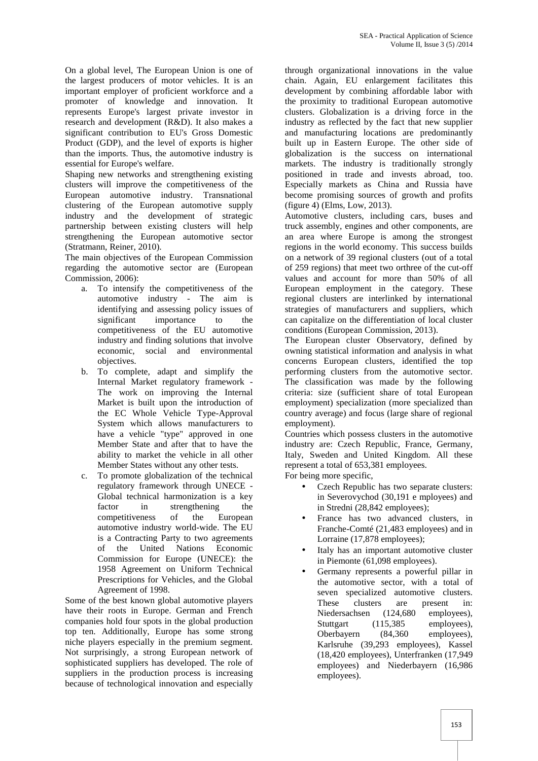On a global level, The European Union is one of the largest producers of motor vehicles. It is an important employer of proficient workforce and a promoter of knowledge and innovation. It represents Europe's largest private investor in research and development (R&D). It also makes a significant contribution to EU's Gross Domestic Product (GDP), and the level of exports is higher than the imports. Thus, the automotive industry is essential for Europe's welfare.

Shaping new networks and strengthening existing clusters will improve the competitiveness of the European automotive industry. Transnational clustering of the European automotive supply industry and the development of strategic partnership between existing clusters will help strengthening the European automotive sector (Stratmann, Reiner, 2010).

The main objectives of the European Commission regarding the automotive sector are (European Commission, 2006):

a. To intensify the competitiveness of the automotive industry - The aim is identifying and assessing policy issues of significant importance to the competitiveness of the EU automotive industry and finding solutions that involve economic, social and environmental objectives.
b. To complete, adapt and simplify the Internal Market regulatory framework - The work on improving the Internal Market is built upon the introduction of the EC Whole Vehicle Type-Approval System which allows manufacturers to have a vehicle "type" approved in one Member State and after that to have the ability to market the vehicle in all other Member States without any other tests.
c. To promote globalization of the technical regulatory framework through UNECE - Global technical harmonization is a key factor in strengthening the competitiveness of the European automotive industry world-wide. The EU is a Contracting Party to two agreements of the United Nations Economic Commission for Europe (UNECE): the 1958 Agreement on Uniform Technical Prescriptions for Vehicles, and the Global Agreement of 1998.

Some of the best known global automotive players have their roots in Europe. German and French companies hold four spots in the global production top ten. Additionally, Europe has some strong niche players especially in the premium segment. Not surprisingly, a strong European network of sophisticated suppliers has developed. The role of suppliers in the production process is increasing because of technological innovation and especially through organizational innovations in the value chain. Again, EU enlargement facilitates this development by combining affordable labor with the proximity to traditional European automotive clusters. Globalization is a driving force in the industry as reflected by the fact that new supplier and manufacturing locations are predominantly built up in Eastern Europe. The other side of globalization is the success on international markets. The industry is traditionally strongly positioned in trade and invests abroad, too. Especially markets as China and Russia have become promising sources of growth and profits (figure 4) (Elms, Low, 2013).

Automotive clusters, including cars, buses and truck assembly, engines and other components, are an area where Europe is among the strongest regions in the world economy. This success builds on a network of 39 regional clusters (out of a total of 259 regions) that meet two orthree of the cut-off values and account for more than 50% of all European employment in the category. These regional clusters are interlinked by international strategies of manufacturers and suppliers, which can capitalize on the differentiation of local cluster conditions (European Commission, 2013).

The European cluster Observatory, defined by owning statistical information and analysis in what concerns European clusters, identified the top performing clusters from the automotive sector. The classification was made by the following criteria: size (sufficient share of total European employment) specialization (more specialized than country average) and focus (large share of regional employment).

Countries which possess clusters in the automotive industry are: Czech Republic, France, Germany, Italy, Sweden and United Kingdom. All these represent a total of 653,381 employees.

For being more specific,

- Czech Republic has two separate clusters: in Severovychod (30,191 e mployees) and in Stredni (28,842 employees);
- France has two advanced clusters, in Franche-Comté (21,483 employees) and in Lorraine (17,878 employees);
- Italy has an important automotive cluster in Piemonte (61,098 employees).
- Germany represents a powerful pillar in the automotive sector, with a total of seven specialized automotive clusters. These clusters are present in: Niedersachsen (124,680 employees), Stuttgart (115,385 employees), Oberbayern (84,360 employees), Karlsruhe (39,293 employees), Kassel (18,420 employees), Unterfranken (17,949 employees) and Niederbayern (16,986 employees).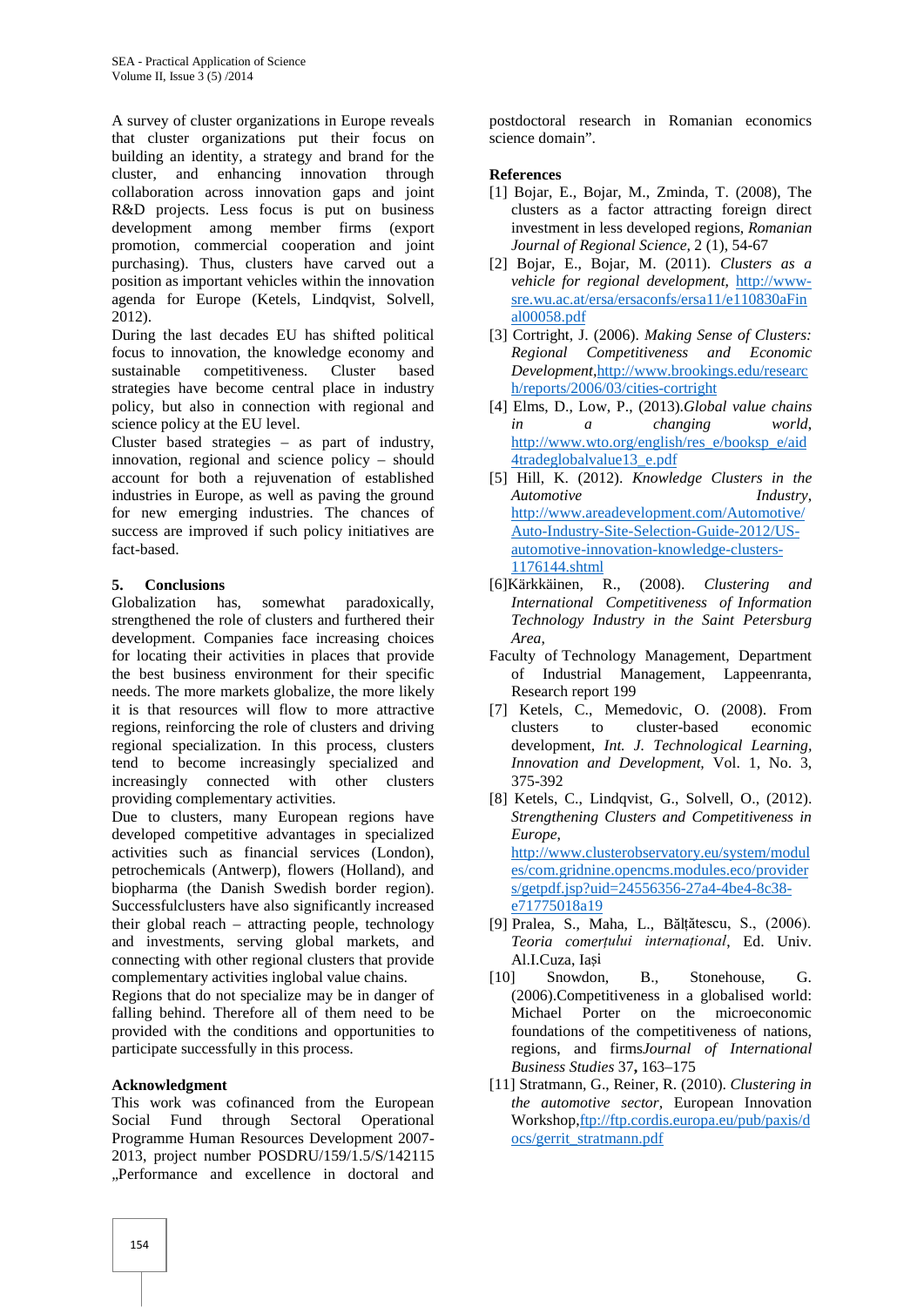A survey of cluster organizations in Europe reveals that cluster organizations put their focus on building an identity, a strategy and brand for the cluster, and enhancing innovation through collaboration across innovation gaps and joint R&D projects. Less focus is put on business development among member firms (export promotion, commercial cooperation and joint purchasing). Thus, clusters have carved out a position as important vehicles within the innovation agenda for Europe (Ketels, Lindqvist, Solvell, 2012).

During the last decades EU has shifted political focus to innovation, the knowledge economy and sustainable competitiveness. Cluster based strategies have become central place in industry policy, but also in connection with regional and science policy at the EU level.

Cluster based strategies – as part of industry, innovation, regional and science policy – should account for both a rejuvenation of established industries in Europe, as well as paving the ground for new emerging industries. The chances of success are improved if such policy initiatives are fact-based.

## 5. Conclusions

Globalization has, somewhat paradoxically, strengthened the role of clusters and furthered their development. Companies face increasing choices for locating their activities in places that provide the best business environment for their specific needs. The more markets globalize, the more likely it is that resources will flow to more attractive regions, reinforcing the role of clusters and driving regional specialization. In this process, clusters tend to become increasingly specialized and increasingly connected with other clusters providing complementary activities.

Due to clusters, many European regions have developed competitive advantages in specialized activities such as financial services (London), petrochemicals (Antwerp), flowers (Holland), and biopharma (the Danish Swedish border region). Successfulclusters have also significantly increased their global reach – attracting people, technology and investments, serving global markets, and connecting with other regional clusters that provide complementary activities inglobal value chains.

Regions that do not specialize may be in danger of falling behind. Therefore all of them need to be provided with the conditions and opportunities to participate successfully in this process.

## Acknowledgment

This work was cofinanced from the European Social Fund through Sectoral Operational Programme Human Resources Development 2007-2013, project number POSDRU/159/1.5/S/142115 „Performance and excellence in doctoral and postdoctoral research in Romanian economics science domain".

## References

[1] Bojar, E., Bojar, M., Zminda, T. (2008), The clusters as a factor attracting foreign direct investment in less developed regions, *Romanian Journal of Regional Science,* 2 (1), 54-67

[2] Bojar, E., Bojar, M. (2011). *Clusters as a vehicle for regional development,* http://www-sre.wu.ac.at/ersa/ersaconfs/ersa11/e110830aFinal00058.pdf

[3] Cortright, J. (2006). *Making Sense of Clusters: Regional Competitiveness and Economic Development,*http://www.brookings.edu/research/reports/2006/03/cities-cortright

[4] Elms, D., Low, P., (2013).*Global value chains in a changing world*, http://www.wto.org/english/res_e/booksp_e/aid4tradeglobalvalue13_e.pdf

[5] Hill, K. (2012). *Knowledge Clusters in the Automotive Industry*, http://www.areadevelopment.com/Automotive/Auto-Industry-Site-Selection-Guide-2012/US-automotive-innovation-knowledge-clusters-1176144.shtml

[6]Kärkkäinen, R., (2008). *Clustering and International Competitiveness of Information Technology Industry in the Saint Petersburg Area,*
Faculty of Technology Management, Department of Industrial Management, Lappeenranta, Research report 199

[7] Ketels, C., Memedovic, O. (2008). From clusters to cluster-based economic development, *Int. J. Technological Learning, Innovation and Development,* Vol. 1, No. 3, 375-392

[8] Ketels, C., Lindqvist, G., Solvell, O., (2012). *Strengthening Clusters and Competitiveness in Europe*, http://www.clusterobservatory.eu/system/modules/com.gridnine.opencms.modules.eco/providers/getpdf.jsp?uid=24556356-27a4-4be4-8c38-e71775018a19

[9] Pralea, S., Maha, L., Bălțătescu, S., (2006). *Teoria comerțului internațional*, Ed. Univ. Al.I.Cuza, Iași

[10] Snowdon, B., Stonehouse, G. (2006).Competitiveness in a globalised world: Michael Porter on the microeconomic foundations of the competitiveness of nations, regions, and firms*Journal of International Business Studies* 37**,** 163–175

[11] Stratmann, G., Reiner, R. (2010). *Clustering in the automotive sector,* European Innovation Workshop,ftp://ftp.cordis.europa.eu/pub/paxis/docs/gerrit_stratmann.pdf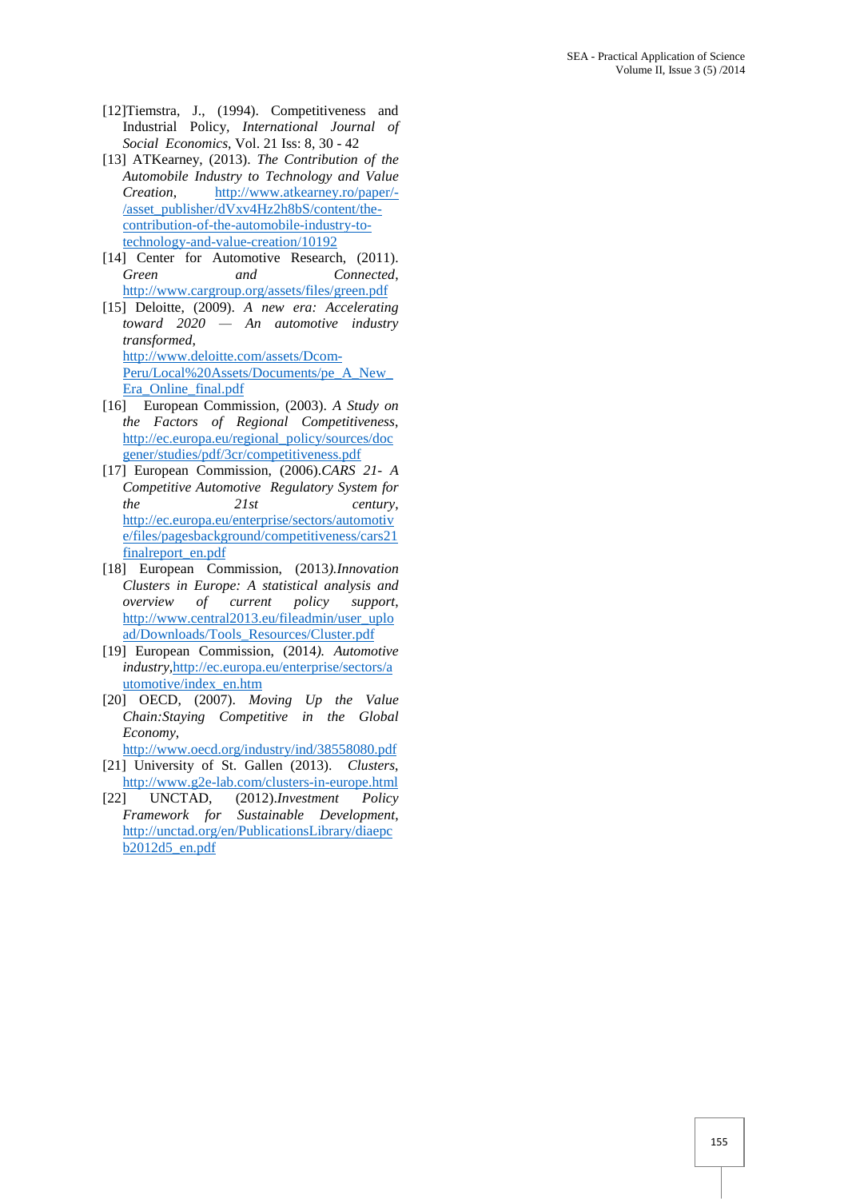[12]Tiemstra, J., (1994). Competitiveness and Industrial Policy, *International Journal of Social Economics*, Vol. 21 Iss: 8, 30 - 42

[13] ATKearney, (2013). *The Contribution of the Automobile Industry to Technology and Value Creation*, http://www.atkearney.ro/paper/-/asset_publisher/dVxv4Hz2h8bS/content/the-contribution-of-the-automobile-industry-to-technology-and-value-creation/10192

[14] Center for Automotive Research, (2011). *Green and Connected*, http://www.cargroup.org/assets/files/green.pdf

[15] Deloitte, (2009). *A new era: Accelerating toward 2020 — An automotive industry transformed*, http://www.deloitte.com/assets/Dcom-Peru/Local%20Assets/Documents/pe_A_New_Era_Online_final.pdf

[16] European Commission, (2003). *A Study on the Factors of Regional Competitiveness*, http://ec.europa.eu/regional_policy/sources/docgener/studies/pdf/3cr/competitiveness.pdf

[17] European Commission, (2006).*CARS 21- A Competitive Automotive Regulatory System for the 21st century*, http://ec.europa.eu/enterprise/sectors/automotive/files/pagesbackground/competitiveness/cars21finalreport_en.pdf

[18] European Commission, (2013)*.Innovation Clusters in Europe: A statistical analysis and overview of current policy support*, http://www.central2013.eu/fileadmin/user_upload/Downloads/Tools_Resources/Cluster.pdf

[19] European Commission, (2014*). Automotive industry*,http://ec.europa.eu/enterprise/sectors/automotive/index_en.htm

[20] OECD, (2007). *Moving Up the Value Chain:Staying Competitive in the Global Economy*, http://www.oecd.org/industry/ind/38558080.pdf

[21] University of St. Gallen (2013). *Clusters*, http://www.g2e-lab.com/clusters-in-europe.html

[22] UNCTAD, (2012).*Investment Policy Framework for Sustainable Development*, http://unctad.org/en/PublicationsLibrary/diaepcb2012d5_en.pdf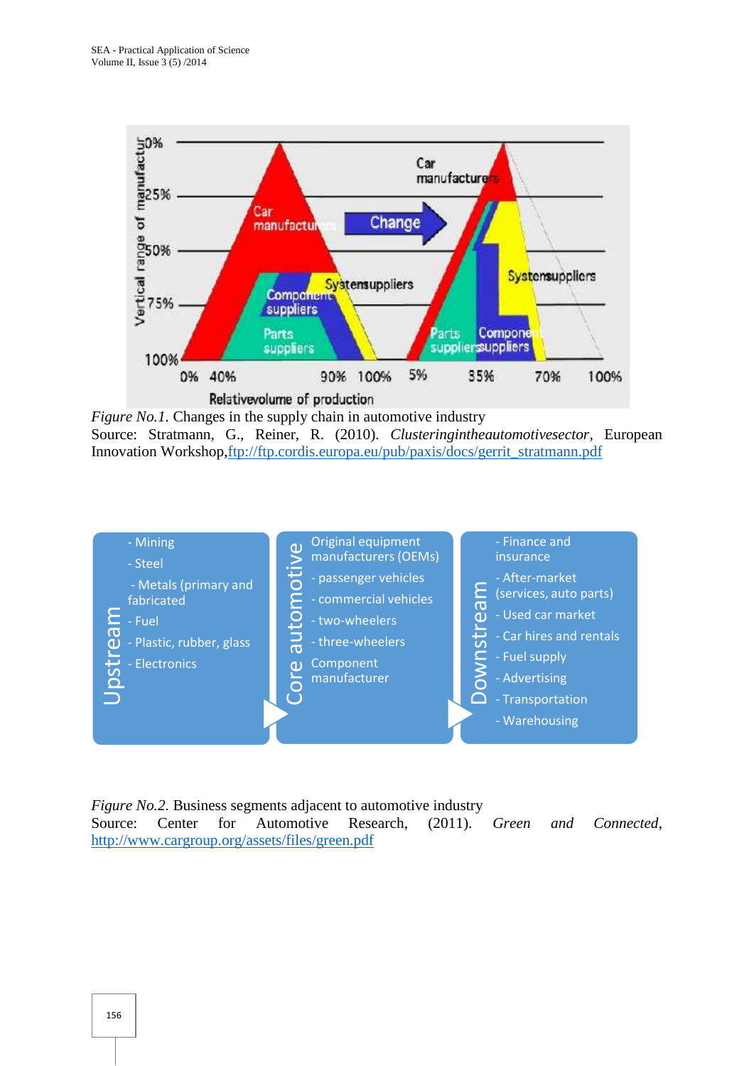*Figure No.1.* Changes in the supply chain in automotive industry
Source: Stratmann, G., Reiner, R. (2010). *Clusteringintheautomotivesector*, European Innovation Workshop,ftp://ftp.cordis.europa.eu/pub/paxis/docs/gerrit_stratmann.pdf

**Upstream**
- Mining
- Steel
- Metals (primary and fabricated
- Fuel
- Plastic, rubber, glass
- Electronics

**Core automotive**

Original equipment manufacturers (OEMs)
- passenger vehicles
- commercial vehicles
- two-wheelers
- three-wheelers

Component manufacturer

**Downstream**
- Finance and insurance
- After-market (services, auto parts)
- Used car market
- Car hires and rentals
- Fuel supply
- Advertising
- Transportation
- Warehousing

*Figure No.2.* Business segments adjacent to automotive industry
Source: Center for Automotive Research, (2011). *Green and Connected*, http://www.cargroup.org/assets/files/green.pdf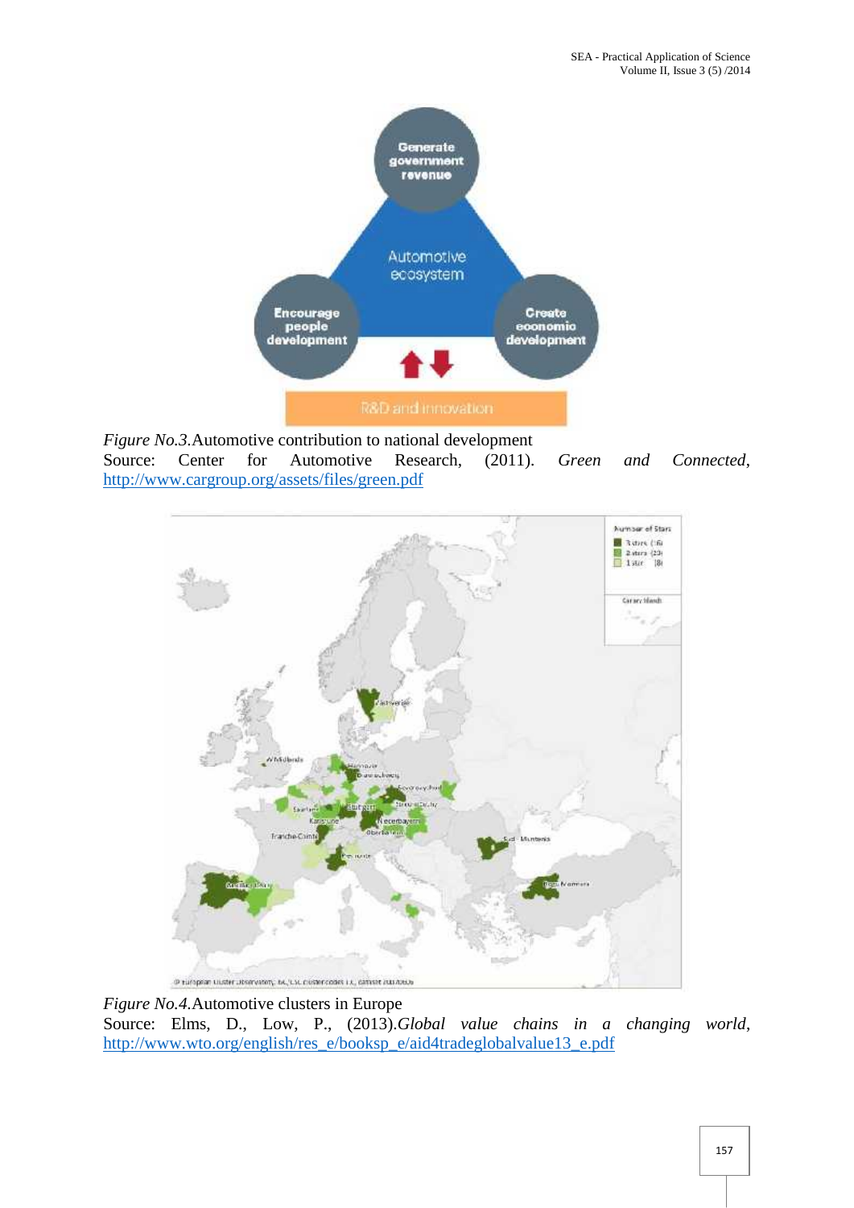*Figure No.3.*Automotive contribution to national development
Source: Center for Automotive Research, (2011). *Green and Connected*, http://www.cargroup.org/assets/files/green.pdf

*Figure No.4.*Automotive clusters in Europe
Source: Elms, D., Low, P., (2013).*Global value chains in a changing world*, http://www.wto.org/english/res_e/booksp_e/aid4tradeglobalvalue13_e.pdf